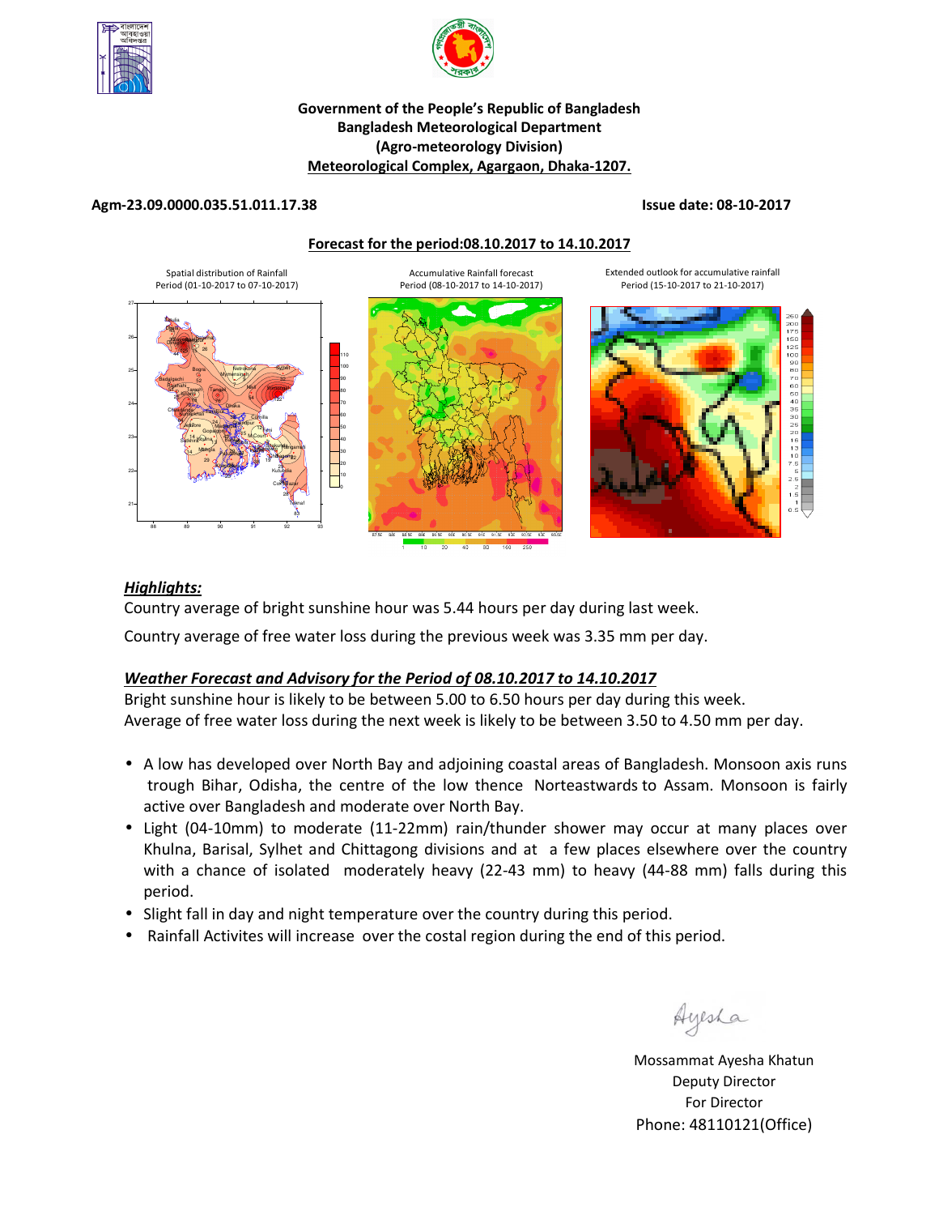**Government of the People's Republic of Bangladesh**
**Bangladesh Meteorological Department**
**(Agro-meteorology Division)**
**Meteorological Complex, Agargaon, Dhaka-1207.**

**Agm-23.09.0000.035.51.011.17.38** **Issue date: 08-10-2017**

**Forecast for the period:08.10.2017 to 14.10.2017**

Spatial distribution of Rainfall
Period (01-10-2017 to 07-10-2017)

Accumulative Rainfall forecast
Period (08-10-2017 to 14-10-2017)

Extended outlook for accumulative rainfall
Period (15-10-2017 to 21-10-2017)

## *Highlights:*

Country average of bright sunshine hour was 5.44 hours per day during last week.

Country average of free water loss during the previous week was 3.35 mm per day.

## *Weather Forecast and Advisory for the Period of 08.10.2017 to 14.10.2017*

Bright sunshine hour is likely to be between 5.00 to 6.50 hours per day during this week.
Average of free water loss during the next week is likely to be between 3.50 to 4.50 mm per day.

- A low has developed over North Bay and adjoining coastal areas of Bangladesh. Monsoon axis runs trough Bihar, Odisha, the centre of the low thence Norteastwards to Assam. Monsoon is fairly active over Bangladesh and moderate over North Bay.
- Light (04-10mm) to moderate (11-22mm) rain/thunder shower may occur at many places over Khulna, Barisal, Sylhet and Chittagong divisions and at a few places elsewhere over the country with a chance of isolated moderately heavy (22-43 mm) to heavy (44-88 mm) falls during this period.
- Slight fall in day and night temperature over the country during this period.
- Rainfall Activites will increase over the costal region during the end of this period.

Ayesha

Mossammat Ayesha Khatun
Deputy Director
For Director
Phone: 48110121(Office)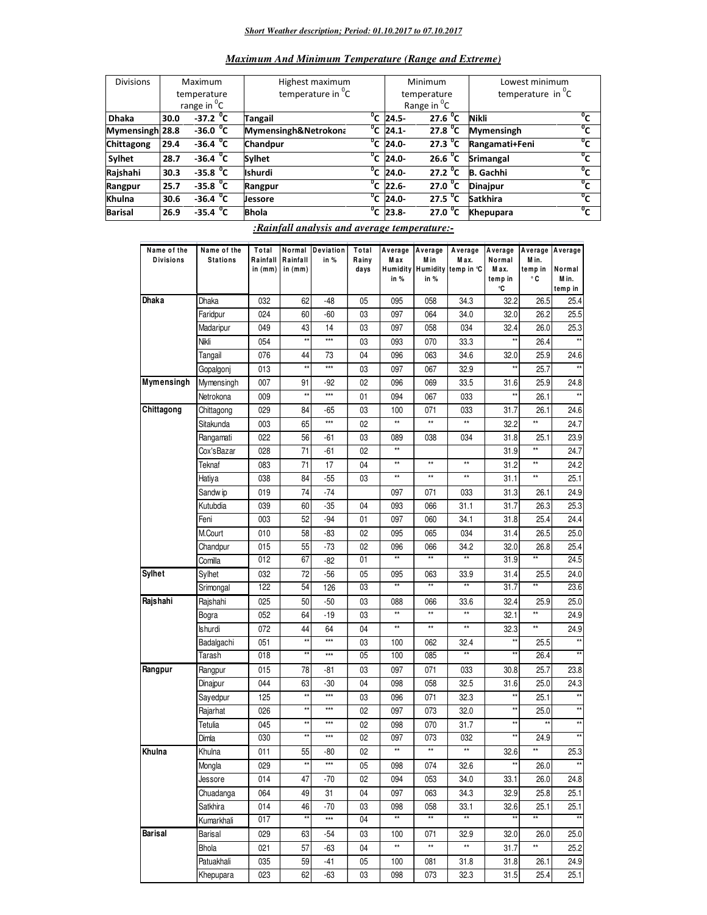*Short Weather description; Period: 01.10.2017 to 07.10.2017*

## *Maximum And Minimum Temperature (Range and Extreme)*

| Divisions | Maximum temperature range in $^0$C | | Highest maximum temperature in $^0$C | | Minimum temperature Range in $^0$C | | Lowest minimum temperature in $^0$C | |
|---|---|---|---|---|---|---|---|---|
| **Dhaka** | **30.0** | **-37.2 $^0$C** | **Tangail** | **$^0$C** | **24.5-** | **27.6 $^0$C** | **Nikli** | **$^0$C** |
| **Mymensingh** | **28.8** | **-36.0 $^0$C** | **Mymensingh&Netrokona** | **$^0$C** | **24.1-** | **27.8 $^0$C** | **Mymensingh** | **$^0$C** |
| **Chittagong** | **29.4** | **-36.4 $^0$C** | **Chandpur** | **$^0$C** | **24.0-** | **27.3 $^0$C** | **Rangamati+Feni** | **$^0$C** |
| **Sylhet** | **28.7** | **-36.4 $^0$C** | **Sylhet** | **$^0$C** | **24.0-** | **26.6 $^0$C** | **Srimangal** | **$^0$C** |
| **Rajshahi** | **30.3** | **-35.8 $^0$C** | **Ishurdi** | **$^0$C** | **24.0-** | **27.2 $^0$C** | **B. Gachhi** | **$^0$C** |
| **Rangpur** | **25.7** | **-35.8 $^0$C** | **Rangpur** | **$^0$C** | **22.6-** | **27.0 $^0$C** | **Dinajpur** | **$^0$C** |
| **Khulna** | **30.6** | **-36.4 $^0$C** | **Jessore** | **$^0$C** | **24.0-** | **27.5 $^0$C** | **Satkhira** | **$^0$C** |
| **Barisal** | **26.9** | **-35.4 $^0$C** | **Bhola** | **$^0$C** | **23.8-** | **27.0 $^0$C** | **Khepupara** | **$^0$C** |

## *:Rainfall analysis and average temperature:-*

| Name of the Divisions | Name of the Stations | Total Rainfall in (mm) | Normal Rainfall in (mm) | Deviation in % | Total Rainy days | Average Max Humidity in % | Average Min Humidity in % | Average Max. temp in °C | Average Normal Max. temp in °C | Average Min. temp in °C | Average Normal Min. temp in |
|---|---|---|---|---|---|---|---|---|---|---|---|
| **Dhaka** | Dhaka | 032 | 62 | -48 | 05 | 095 | 058 | 34.3 | 32.2 | 26.5 | 25.4 |
| | Faridpur | 024 | 60 | -60 | 03 | 097 | 064 | 34.0 | 32.0 | 26.2 | 25.5 |
| | Madaripur | 049 | 43 | 14 | 03 | 097 | 058 | 034 | 32.4 | 26.0 | 25.3 |
| | Nikli | 054 | ** | *** | 03 | 093 | 070 | 33.3 | ** | 26.4 | ** |
| | Tangail | 076 | 44 | 73 | 04 | 096 | 063 | 34.6 | 32.0 | 25.9 | 24.6 |
| | Gopalgonj | 013 | ** | *** | 03 | 097 | 067 | 32.9 | ** | 25.7 | ** |
| **Mymensingh** | Mymensingh | 007 | 91 | -92 | 02 | 096 | 069 | 33.5 | 31.6 | 25.9 | 24.8 |
| | Netrokona | 009 | ** | *** | 01 | 094 | 067 | 033 | ** | 26.1 | ** |
| **Chittagong** | Chittagong | 029 | 84 | -65 | 03 | 100 | 071 | 033 | 31.7 | 26.1 | 24.6 |
| | Sitakunda | 003 | 65 | *** | 02 | ** | ** | ** | 32.2 | ** | 24.7 |
| | Rangamati | 022 | 56 | -61 | 03 | 089 | 038 | 034 | 31.8 | 25.1 | 23.9 |
| | Cox'sBazar | 028 | 71 | -61 | 02 | ** | | | 31.9 | ** | 24.7 |
| | Teknaf | 083 | 71 | 17 | 04 | ** | ** | ** | 31.2 | ** | 24.2 |
| | Hatiya | 038 | 84 | -55 | 03 | ** | ** | ** | 31.1 | ** | 25.1 |
| | Sandwip | 019 | 74 | -74 | | 097 | 071 | 033 | 31.3 | 26.1 | 24.9 |
| | Kutubdia | 039 | 60 | -35 | 04 | 093 | 066 | 31.1 | 31.7 | 26.3 | 25.3 |
| | Feni | 003 | 52 | -94 | 01 | 097 | 060 | 34.1 | 31.8 | 25.4 | 24.4 |
| | M.Court | 010 | 58 | -83 | 02 | 095 | 065 | 034 | 31.4 | 26.5 | 25.0 |
| | Chandpur | 015 | 55 | -73 | 02 | 096 | 066 | 34.2 | 32.0 | 26.8 | 25.4 |
| | Comilla | 012 | 67 | -82 | 01 | ** | ** | ** | 31.9 | ** | 24.5 |
| **Sylhet** | Sylhet | 032 | 72 | -56 | 05 | 095 | 063 | 33.9 | 31.4 | 25.5 | 24.0 |
| | Srimongal | 122 | 54 | 126 | 03 | ** | ** | ** | 31.7 | ** | 23.6 |
| **Rajshahi** | Rajshahi | 025 | 50 | -50 | 03 | 088 | 066 | 33.6 | 32.4 | 25.9 | 25.0 |
| | Bogra | 052 | 64 | -19 | 03 | ** | ** | ** | 32.1 | ** | 24.9 |
| | Ishurdi | 072 | 44 | 64 | 04 | ** | ** | ** | 32.3 | ** | 24.9 |
| | Badalgachi | 051 | ** | *** | 03 | 100 | 062 | 32.4 | ** | 25.5 | ** |
| | Tarash | 018 | ** | *** | 05 | 100 | 085 | ** | ** | 26.4 | ** |
| **Rangpur** | Rangpur | 015 | 78 | -81 | 03 | 097 | 071 | 033 | 30.8 | 25.7 | 23.8 |
| | Dinajpur | 044 | 63 | -30 | 04 | 098 | 058 | 32.5 | 31.6 | 25.0 | 24.3 |
| | Sayedpur | 125 | ** | *** | 03 | 096 | 071 | 32.3 | ** | 25.1 | ** |
| | Rajarhat | 026 | ** | *** | 02 | 097 | 073 | 32.0 | ** | 25.0 | ** |
| | Tetulia | 045 | ** | *** | 02 | 098 | 070 | 31.7 | ** | ** | ** |
| | Dimla | 030 | ** | *** | 02 | 097 | 073 | 032 | ** | 24.9 | ** |
| **Khulna** | Khulna | 011 | 55 | -80 | 02 | ** | ** | ** | 32.6 | ** | 25.3 |
| | Mongla | 029 | ** | *** | 05 | 098 | 074 | 32.6 | ** | 26.0 | ** |
| | Jessore | 014 | 47 | -70 | 02 | 094 | 053 | 34.0 | 33.1 | 26.0 | 24.8 |
| | Chuadanga | 064 | 49 | 31 | 04 | 097 | 063 | 34.3 | 32.9 | 25.8 | 25.1 |
| | Satkhira | 014 | 46 | -70 | 03 | 098 | 058 | 33.1 | 32.6 | 25.1 | 25.1 |
| | Kumarkhali | 017 | ** | *** | 04 | ** | ** | ** | ** | ** | ** |
| **Barisal** | Barisal | 029 | 63 | -54 | 03 | 100 | 071 | 32.9 | 32.0 | 26.0 | 25.0 |
| | Bhola | 021 | 57 | -63 | 04 | ** | ** | ** | 31.7 | ** | 25.2 |
| | Patuakhali | 035 | 59 | -41 | 05 | 100 | 081 | 31.8 | 31.8 | 26.1 | 24.9 |
| | Khepupara | 023 | 62 | -63 | 03 | 098 | 073 | 32.3 | 31.5 | 25.4 | 25.1 |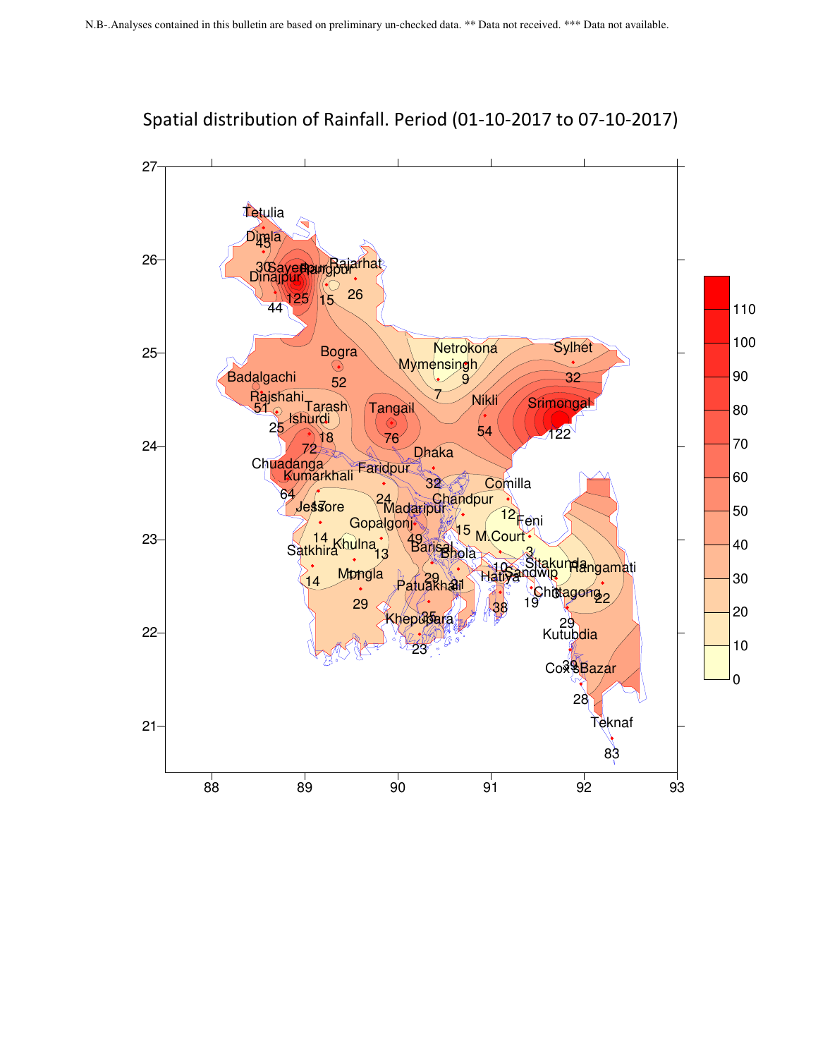N.B-.Analyses contained in this bulletin are based on preliminary un-checked data. ** Data not received. *** Data not available.

Spatial distribution of Rainfall. Period (01-10-2017 to 07-10-2017)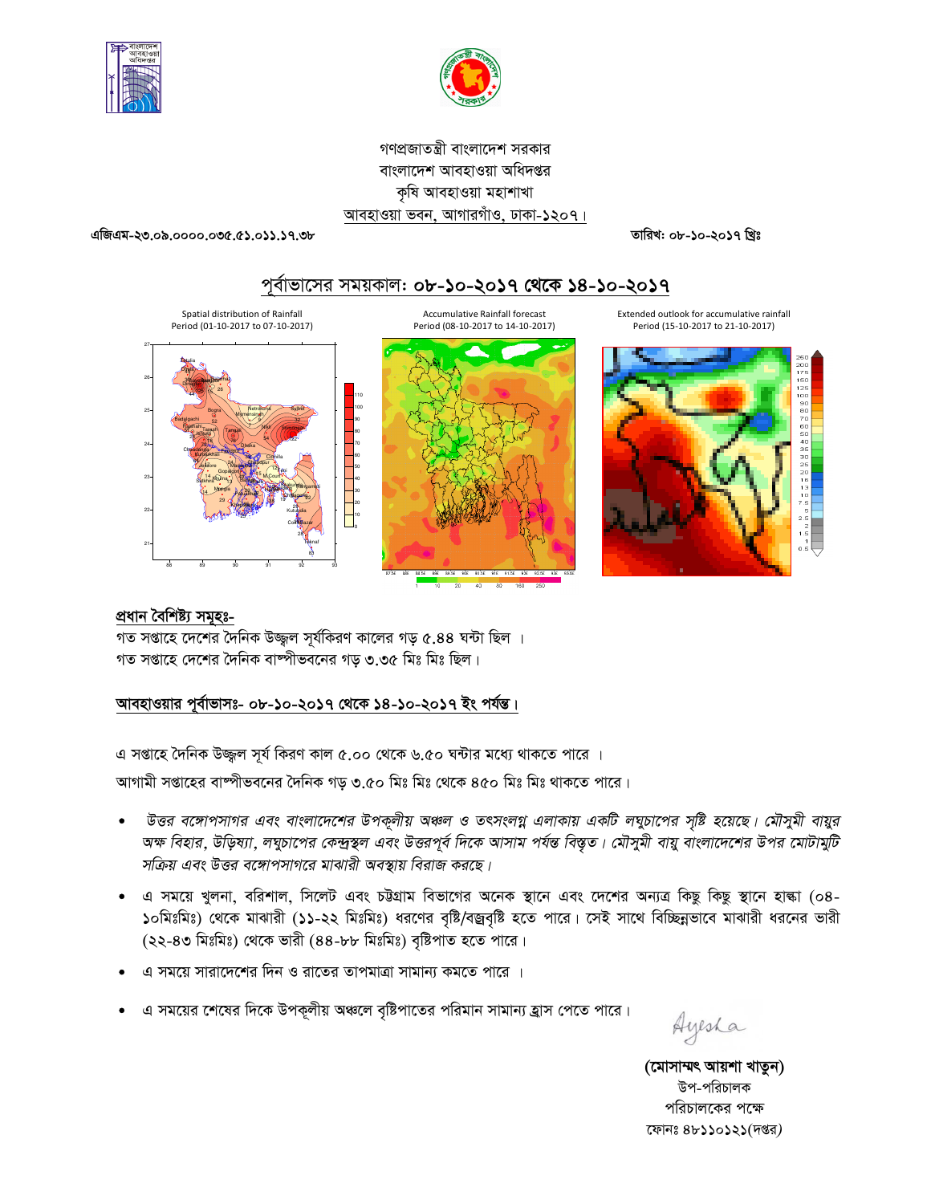গণপ্রজাতন্ত্রী বাংলাদেশ সরকার
বাংলাদেশ আবহাওয়া অধিদপ্তর
কৃষি আবহাওয়া মহাশাখা
আবহাওয়া ভবন, আগারগাঁও, ঢাকা-১২০৭।

এজিএম-২৩.০৯.০০০০.০৩৫.৫১.০১১.১৭.৩৮ | তারিখ: ০৮-১০-২০১৭ খ্রিঃ

## পূর্বাভাসের সময়কাল: ০৮-১০-২০১৭ থেকে ১৪-১০-২০১৭

Spatial distribution of Rainfall Period (01-10-2017 to 07-10-2017)

Accumulative Rainfall forecast Period (08-10-2017 to 14-10-2017)

Extended outlook for accumulative rainfall Period (15-10-2017 to 21-10-2017)

### প্রধান বৈশিষ্ট্য সমূহঃ-

গত সপ্তাহে দেশের দৈনিক উজ্জ্বল সূর্যকিরণ কালের গড় ৫.৪৪ ঘন্টা ছিল ।
গত সপ্তাহে দেশের দৈনিক বাষ্পীভবনের গড় ৩.৩৫ মিঃ মিঃ ছিল।

### আবহাওয়ার পূর্বাভাসঃ- ০৮-১০-২০১৭ থেকে ১৪-১০-২০১৭ ইং পর্যন্ত।

এ সপ্তাহে দৈনিক উজ্জ্বল সূর্য কিরণ কাল ৫.০০ থেকে ৬.৫০ ঘন্টার মধ্যে থাকতে পারে ।
আগামী সপ্তাহের বাষ্পীভবনের দৈনিক গড় ৩.৫০ মিঃ মিঃ থেকে ৪৫০ মিঃ মিঃ থাকতে পারে।

- *উত্তর বঙ্গোপসাগর এবং বাংলাদেশের উপকূলীয় অঞ্চল ও তৎসংলগ্ন এলাকায় একটি লঘুচাপের সৃষ্টি হয়েছে। মৌসুমী বায়ুর অক্ষ বিহার, উড়িষ্যা, লঘুচাপের কেন্দ্রস্থল এবং উত্তরপূর্ব দিকে আসাম পর্যন্ত বিস্তৃত। মৌসুমী বায়ু বাংলাদেশের উপর মোটামুটি সক্রিয় এবং উত্তর বঙ্গোপসাগরে মাঝারী অবস্থায় বিরাজ করছে।*
- এ সময়ে খুলনা, বরিশাল, সিলেট এবং চট্টগ্রাম বিভাগের অনেক স্থানে এবং দেশের অন্যত্র কিছু কিছু স্থানে হাল্কা (০৪-১০মিঃমিঃ) থেকে মাঝারী (১১-২২ মিঃমিঃ) ধরণের বৃষ্টি/বজ্রবৃষ্টি হতে পারে। সেই সাথে বিচ্ছিন্নভাবে মাঝারী ধরনের ভারী (২২-৪৩ মিঃমিঃ) থেকে ভারী (৪৪-৮৮ মিঃমিঃ) বৃষ্টিপাত হতে পারে।
- এ সময়ে সারাদেশের দিন ও রাতের তাপমাত্রা সামান্য কমতে পারে ।
- এ সময়ের শেষের দিকে উপকূলীয় অঞ্চলে বৃষ্টিপাতের পরিমান সামান্য হ্রাস পেতে পারে।

Ayesha

**(মোসাম্মৎ আয়শা খাতুন)**
উপ-পরিচালক
পরিচালকের পক্ষে
ফোনঃ ৪৮১১০১২১(দপ্তর)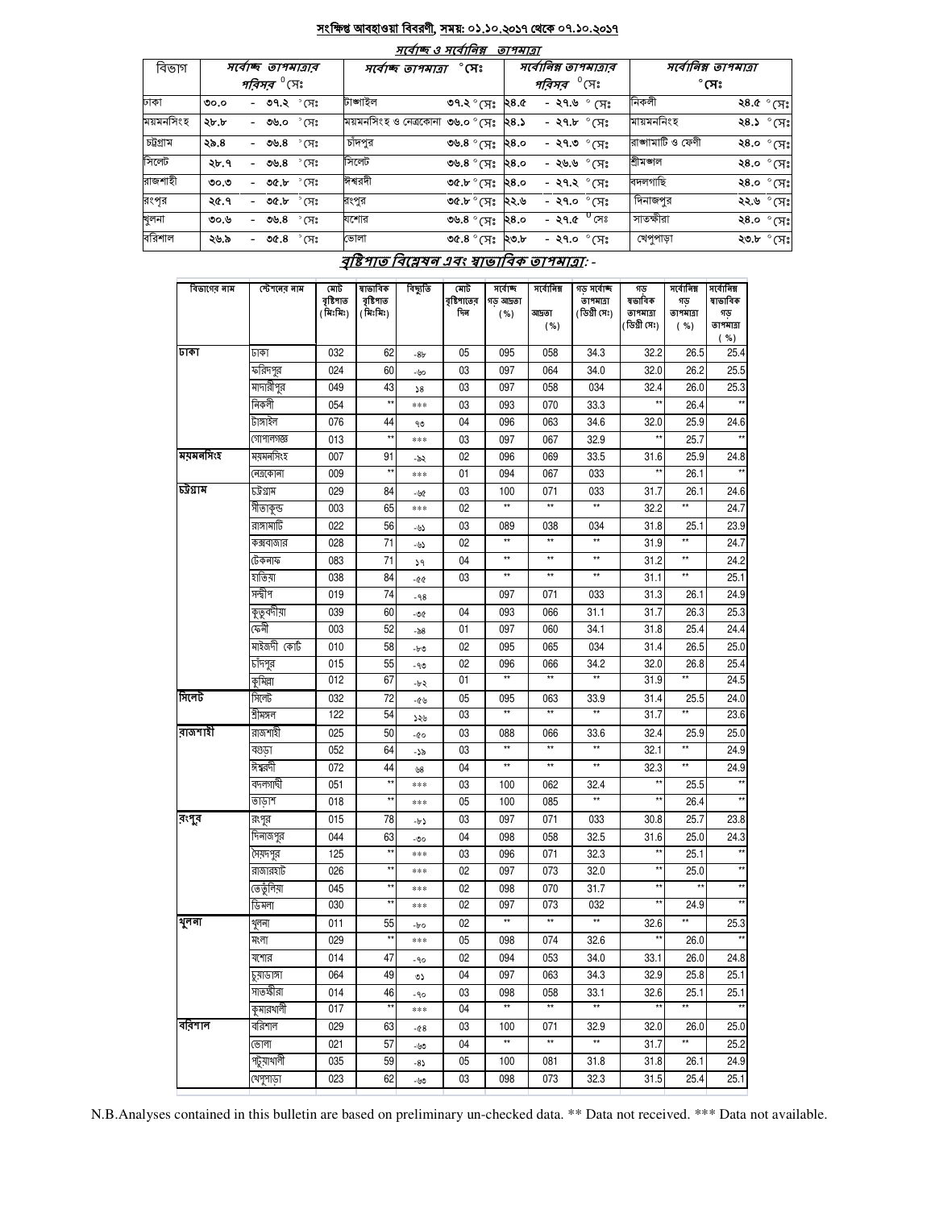## সংক্ষিপ্ত আবহাওয়া বিবরণী, সময়: ০১.১০.২০১৭ থেকে ০৭.১০.২০১৭

### সর্বোচ্চ ও সর্বোনিম্ন তাপমাত্রা

| বিভাগ | সর্বোচ্চ তাপমাত্রার পরিসর °সেঃ | সর্বোচ্চ তাপমাত্রা °সেঃ | | সর্বোনিম্ন তাপমাত্রার পরিসর °সেঃ | সর্বোনিম্ন তাপমাত্রা °সেঃ | |
|---|---|---|---|---|---|---|
| ঢাকা | ৩০.০ - ৩৭.২ °সেঃ | টাঙ্গাইল | ৩৭.২ °সেঃ | ২৪.৫ - ২৭.৬ °সেঃ | নিকলী | ২৪.৫ °সেঃ |
| ময়মনসিংহ | ২৮.৮ - ৩৬.০ °সেঃ | ময়মনসিংহ ও নেত্রকোনা | ৩৬.০ °সেঃ | ২৪.১ - ২৭.৮ °সেঃ | মায়মনসিংহ | ২৪.১ °সেঃ |
| চট্টগ্রাম | ২৯.৪ - ৩৬.৪ °সেঃ | চাঁদপুর | ৩৬.৪ °সেঃ | ২৪.০ - ২৭.৩ °সেঃ | রাঙ্গামাটি ও ফেণী | ২৪.০ °সেঃ |
| সিলেট | ২৮.৭ - ৩৬.৪ °সেঃ | সিলেট | ৩৬.৪ °সেঃ | ২৪.০ - ২৬.৬ °সেঃ | শ্রীমঙ্গল | ২৪.০ °সেঃ |
| রাজশাহী | ৩০.৩ - ৩৫.৮ °সেঃ | ঈশ্বরদী | ৩৫.৮ °সেঃ | ২৪.০ - ২৭.২ °সেঃ | বদলগাছি | ২৪.০ °সেঃ |
| রংপুর | ২৫.৭ - ৩৫.৮ °সেঃ | রংপুর | ৩৫.৮ °সেঃ | ২২.৬ - ২৭.০ °সেঃ | দিনাজপুর | ২২.৬ °সেঃ |
| খুলনা | ৩০.৬ - ৩৬.৪ °সেঃ | যশোর | ৩৬.৪ °সেঃ | ২৪.০ - ২৭.৫ °সেঃ | সাতক্ষীরা | ২৪.০ °সেঃ |
| বরিশাল | ২৬.৯ - ৩৫.৪ °সেঃ | ভোলা | ৩৫.৪ °সেঃ | ২৩.৮ - ২৭.০ °সেঃ | খেপুপাড়া | ২৩.৮ °সেঃ |

### বৃষ্টিপাত বিশ্লেষন এবং স্বাভাবিক তাপমাত্রা: -

| বিভাগের নাম | স্টেশনের নাম | মোট বৃষ্টিপাত (মিঃমিঃ) | স্বাভাবিক বৃষ্টিপাত (মিঃমিঃ) | বিচ্যুতি | মোট বৃষ্টিপাতের দিন | সর্বোচ্চ গড় আদ্রতা (%) | সর্বোনিম্ন আদ্রতা (%) | গড় সর্বোচ্চ তাপমাত্রা (ডিগ্রী সেঃ) | গড় স্বাভাবিক তাপমাত্রা (ডিগ্রী সেঃ) | সর্বোনিম্ন গড় তাপমাত্রা (%) | সর্বোনিম্ন স্বাভাবিক গড় তাপমাত্রা (%) |
|---|---|---|---|---|---|---|---|---|---|---|---|
| ঢাকা | ঢাকা | 032 | 62 | -৪৮ | 05 | 095 | 058 | 34.3 | 32.2 | 26.5 | 25.4 |
| | ফরিদপুর | 024 | 60 | -৬০ | 03 | 097 | 064 | 34.0 | 32.0 | 26.2 | 25.5 |
| | মাদারীপুর | 049 | 43 | ১৪ | 03 | 097 | 058 | 034 | 32.4 | 26.0 | 25.3 |
| | নিকলী | 054 | ** | *** | 03 | 093 | 070 | 33.3 | ** | 26.4 | ** |
| | টাঙ্গাইল | 076 | 44 | ৭৩ | 04 | 096 | 063 | 34.6 | 32.0 | 25.9 | 24.6 |
| | গোপালগঞ্জ | 013 | ** | *** | 03 | 097 | 067 | 32.9 | ** | 25.7 | ** |
| ময়মনসিংহ | ময়মনসিংহ | 007 | 91 | -৯২ | 02 | 096 | 069 | 33.5 | 31.6 | 25.9 | 24.8 |
| | নেত্রকোনা | 009 | ** | *** | 01 | 094 | 067 | 033 | ** | 26.1 | ** |
| চট্টগ্রাম | চট্টগ্রাম | 029 | 84 | -৬৫ | 03 | 100 | 071 | 033 | 31.7 | 26.1 | 24.6 |
| | সীতাকুন্ড | 003 | 65 | *** | 02 | ** | ** | ** | 32.2 | ** | 24.7 |
| | রাঙ্গামাটি | 022 | 56 | -৬১ | 03 | 089 | 038 | 034 | 31.8 | 25.1 | 23.9 |
| | কক্সবাজার | 028 | 71 | -৬১ | 02 | ** | ** | ** | 31.9 | ** | 24.7 |
| | টেকনাফ | 083 | 71 | ১৭ | 04 | ** | ** | ** | 31.2 | ** | 24.2 |
| | হাতিয়া | 038 | 84 | -৫৫ | 03 | ** | ** | ** | 31.1 | ** | 25.1 |
| | সন্দ্বীপ | 019 | 74 | -৭৪ | | 097 | 071 | 033 | 31.3 | 26.1 | 24.9 |
| | কুতুবদীয়া | 039 | 60 | -৩৫ | 04 | 093 | 066 | 31.1 | 31.7 | 26.3 | 25.3 |
| | ফেনী | 003 | 52 | -৯৪ | 01 | 097 | 060 | 34.1 | 31.8 | 25.4 | 24.4 |
| | মাইজদী কোর্ট | 010 | 58 | -৮৩ | 02 | 095 | 065 | 034 | 31.4 | 26.5 | 25.0 |
| | চাঁদপুর | 015 | 55 | -৭৩ | 02 | 096 | 066 | 34.2 | 32.0 | 26.8 | 25.4 |
| | কুমিল্লা | 012 | 67 | -৮২ | 01 | ** | ** | ** | 31.9 | ** | 24.5 |
| সিলেট | সিলেট | 032 | 72 | -৫৬ | 05 | 095 | 063 | 33.9 | 31.4 | 25.5 | 24.0 |
| | শ্রীমঙ্গল | 122 | 54 | ১২৬ | 03 | ** | ** | ** | 31.7 | ** | 23.6 |
| রাজশাহী | রাজশাহী | 025 | 50 | -৫০ | 03 | 088 | 066 | 33.6 | 32.4 | 25.9 | 25.0 |
| | বগুড়া | 052 | 64 | -১৯ | 03 | ** | ** | ** | 32.1 | ** | 24.9 |
| | ঈশ্বরদী | 072 | 44 | ৬৪ | 04 | ** | ** | ** | 32.3 | ** | 24.9 |
| | বদলগাছী | 051 | ** | *** | 03 | 100 | 062 | 32.4 | ** | 25.5 | ** |
| | তাড়াশ | 018 | ** | *** | 05 | 100 | 085 | ** | ** | 26.4 | ** |
| রংপুর | রংপুর | 015 | 78 | -৮১ | 03 | 097 | 071 | 033 | 30.8 | 25.7 | 23.8 |
| | দিনাজপুর | 044 | 63 | -৩০ | 04 | 098 | 058 | 32.5 | 31.6 | 25.0 | 24.3 |
| | সৈয়দপুর | 125 | ** | *** | 03 | 096 | 071 | 32.3 | ** | 25.1 | ** |
| | রাজারহাট | 026 | ** | *** | 02 | 097 | 073 | 32.0 | ** | 25.0 | ** |
| | তেতুঁলিয়া | 045 | ** | *** | 02 | 098 | 070 | 31.7 | ** | ** | ** |
| | ডিমলা | 030 | ** | *** | 02 | 097 | 073 | 032 | ** | 24.9 | ** |
| খুলনা | খুলনা | 011 | 55 | -৮০ | 02 | ** | ** | ** | 32.6 | ** | 25.3 |
| | মংলা | 029 | ** | *** | 05 | 098 | 074 | 32.6 | ** | 26.0 | ** |
| | যশোর | 014 | 47 | -৭০ | 02 | 094 | 053 | 34.0 | 33.1 | 26.0 | 24.8 |
| | চুয়াডাঙ্গা | 064 | 49 | ৩১ | 04 | 097 | 063 | 34.3 | 32.9 | 25.8 | 25.1 |
| | সাতক্ষীরা | 014 | 46 | -৭০ | 03 | 098 | 058 | 33.1 | 32.6 | 25.1 | 25.1 |
| | কুমারখালী | 017 | ** | *** | 04 | ** | ** | ** | ** | ** | ** |
| বরিশাল | বরিশাল | 029 | 63 | -৫৪ | 03 | 100 | 071 | 32.9 | 32.0 | 26.0 | 25.0 |
| | ভোলা | 021 | 57 | -৬৩ | 04 | ** | ** | ** | 31.7 | ** | 25.2 |
| | পটুয়াখালী | 035 | 59 | -৪১ | 05 | 100 | 081 | 31.8 | 31.8 | 26.1 | 24.9 |
| | খেপুপাড়া | 023 | 62 | -৬৩ | 03 | 098 | 073 | 32.3 | 31.5 | 25.4 | 25.1 |

N.B.Analyses contained in this bulletin are based on preliminary un-checked data. ** Data not received. *** Data not available.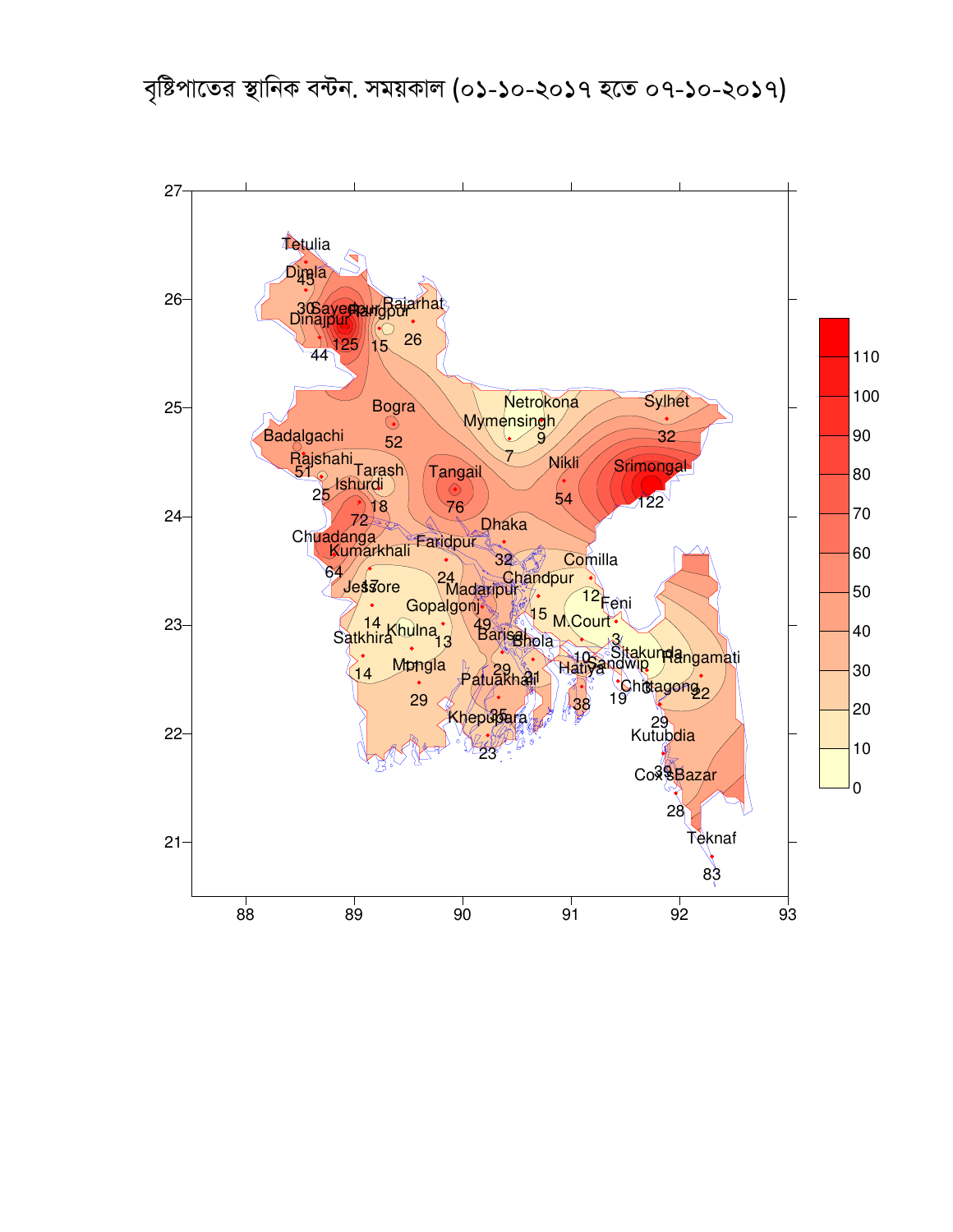# বৃষ্টিপাতের স্থানিক বন্টন. সময়কাল (০১-১০-২০১৭ হতে ০৭-১০-২০১৭)

Tetulia 43
Dimla
Sayedpur 30
Rangpur 15
Rajarhat 26
Dinajpur 44
125
Bogra 52
Netrokona 9
Mymensingh 7
Sylhet 32
Badalgachi
Rajshahi 51
Tarash
Ishurdi 18
25
72
Tangail 76
Nikli 54
Srimongal 122
Dhaka 32
Chuadanga 64
Kumarkhali 17
Faridpur 24
Comilla
Chandpur 15
Madaripur
Jessore 14
Gopalgonj 49
Feni
M.Court 3
Khulna 13
Satkhira 14
Barisal 29
Bhola 21
Mongla 29
Patuakhali
Khepupara 23
35
Hatiya 38
Sandwip 10
Sitakunda
Rangamati 22
Chittagong 29
Kutubdia 39
Cox'sBazar 28
Teknaf 83
12
19

27
26
25
24
23
22
21

88
89
90
91
92
93

0
10
20
30
40
50
60
70
80
90
100
110